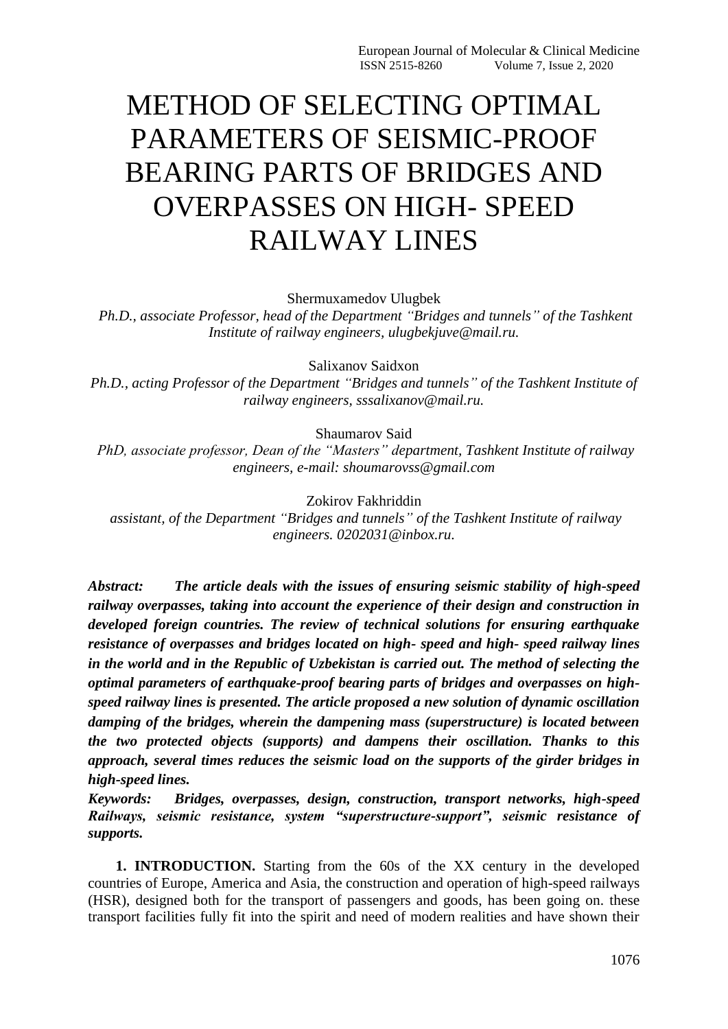# METHOD OF SELECTING OPTIMAL PARAMETERS OF SEISMIC-PROOF BEARING PARTS OF BRIDGES AND OVERPASSES ON HIGH- SPEED RAILWAY LINES

Shermuxamedov Ulugbek

*Ph.D., associate Professor, head of the Department "Bridges and tunnels" of the Tashkent Institute of railway engineers, ulugbekjuve@mail.ru.*

Salixanov Saidxon

*Ph.D., acting Professor of the Department "Bridges and tunnels" of the Tashkent Institute of railway engineers, sssalixanov@mail.ru.*

Shaumarov Said

*PhD, associate professor, Dean of the "Masters" department, Tashkent Institute of railway engineers, e-mail: shoumarovss@gmail.com*

Zokirov Fakhriddin

*assistant, of the Department "Bridges and tunnels" of the Tashkent Institute of railway engineers. 0202031@inbox.ru.*

***Abstract:*** ***The article deals with the issues of ensuring seismic stability of high-speed railway overpasses, taking into account the experience of their design and construction in developed foreign countries. The review of technical solutions for ensuring earthquake resistance of overpasses and bridges located on high- speed and high- speed railway lines in the world and in the Republic of Uzbekistan is carried out. The method of selecting the optimal parameters of earthquake-proof bearing parts of bridges and overpasses on high-speed railway lines is presented. The article proposed a new solution of dynamic oscillation damping of the bridges, wherein the dampening mass (superstructure) is located between the two protected objects (supports) and dampens their oscillation. Thanks to this approach, several times reduces the seismic load on the supports of the girder bridges in high-speed lines.***

***Keywords:*** ***Bridges, overpasses, design, construction, transport networks, high-speed Railways, seismic resistance, system "superstructure-support", seismic resistance of supports.***

**1. INTRODUCTION.** Starting from the 60s of the XX century in the developed countries of Europe, America and Asia, the construction and operation of high-speed railways (HSR), designed both for the transport of passengers and goods, has been going on. these transport facilities fully fit into the spirit and need of modern realities and have shown their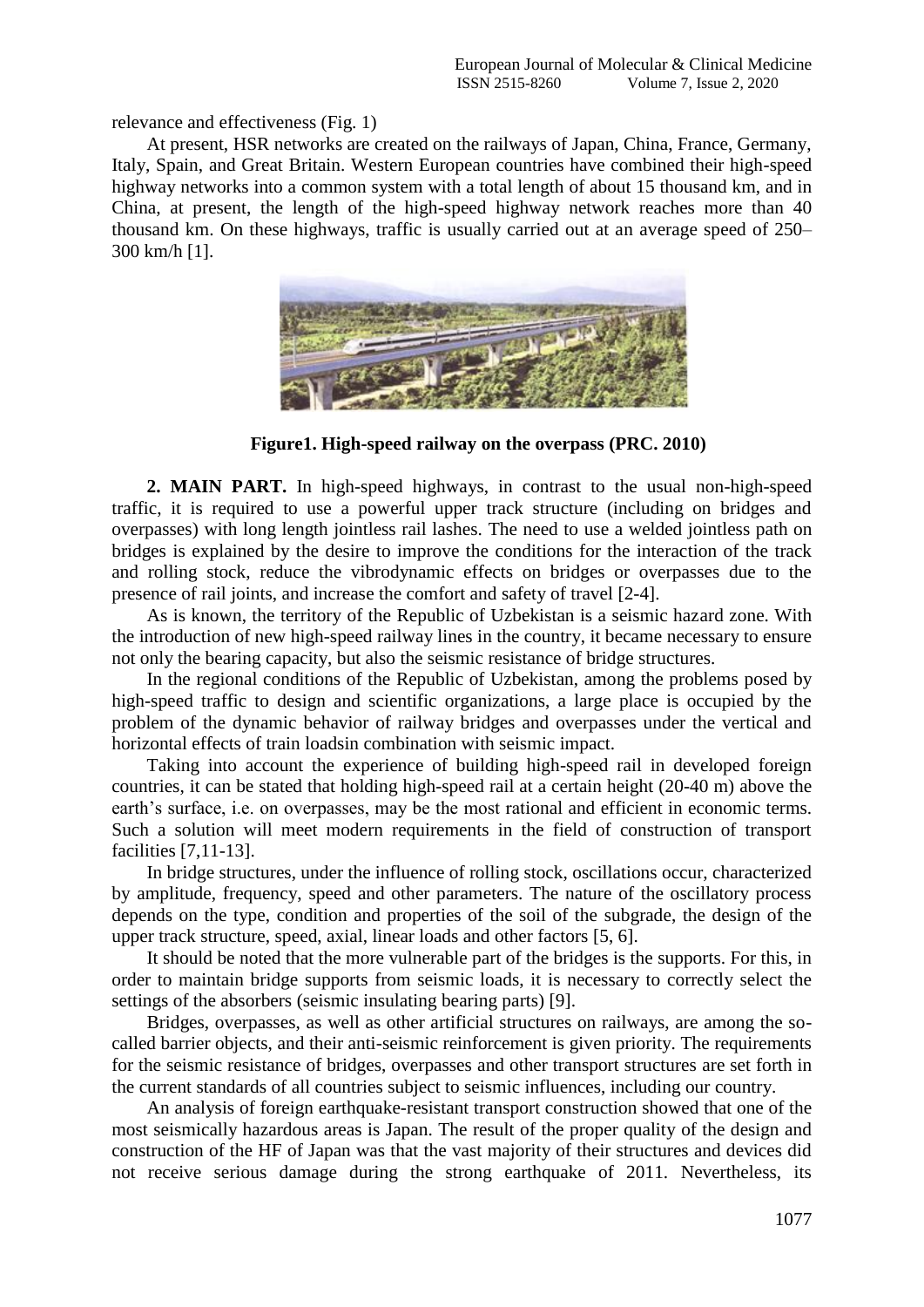relevance and effectiveness (Fig. 1)

At present, HSR networks are created on the railways of Japan, China, France, Germany, Italy, Spain, and Great Britain. Western European countries have combined their high-speed highway networks into a common system with a total length of about 15 thousand km, and in China, at present, the length of the high-speed highway network reaches more than 40 thousand km. On these highways, traffic is usually carried out at an average speed of 250–300 km/h [1].

**Figure1. High-speed railway on the overpass (PRC. 2010)**

**2. MAIN PART.** In high-speed highways, in contrast to the usual non-high-speed traffic, it is required to use a powerful upper track structure (including on bridges and overpasses) with long length jointless rail lashes. The need to use a welded jointless path on bridges is explained by the desire to improve the conditions for the interaction of the track and rolling stock, reduce the vibrodynamic effects on bridges or overpasses due to the presence of rail joints, and increase the comfort and safety of travel [2-4].

As is known, the territory of the Republic of Uzbekistan is a seismic hazard zone. With the introduction of new high-speed railway lines in the country, it became necessary to ensure not only the bearing capacity, but also the seismic resistance of bridge structures.

In the regional conditions of the Republic of Uzbekistan, among the problems posed by high-speed traffic to design and scientific organizations, a large place is occupied by the problem of the dynamic behavior of railway bridges and overpasses under the vertical and horizontal effects of train loadsin combination with seismic impact.

Taking into account the experience of building high-speed rail in developed foreign countries, it can be stated that holding high-speed rail at a certain height (20-40 m) above the earth's surface, i.e. on overpasses, may be the most rational and efficient in economic terms. Such a solution will meet modern requirements in the field of construction of transport facilities [7,11-13].

In bridge structures, under the influence of rolling stock, oscillations occur, characterized by amplitude, frequency, speed and other parameters. The nature of the oscillatory process depends on the type, condition and properties of the soil of the subgrade, the design of the upper track structure, speed, axial, linear loads and other factors [5, 6].

It should be noted that the more vulnerable part of the bridges is the supports. For this, in order to maintain bridge supports from seismic loads, it is necessary to correctly select the settings of the absorbers (seismic insulating bearing parts) [9].

Bridges, overpasses, as well as other artificial structures on railways, are among the so-called barrier objects, and their anti-seismic reinforcement is given priority. The requirements for the seismic resistance of bridges, overpasses and other transport structures are set forth in the current standards of all countries subject to seismic influences, including our country.

An analysis of foreign earthquake-resistant transport construction showed that one of the most seismically hazardous areas is Japan. The result of the proper quality of the design and construction of the HF of Japan was that the vast majority of their structures and devices did not receive serious damage during the strong earthquake of 2011. Nevertheless, its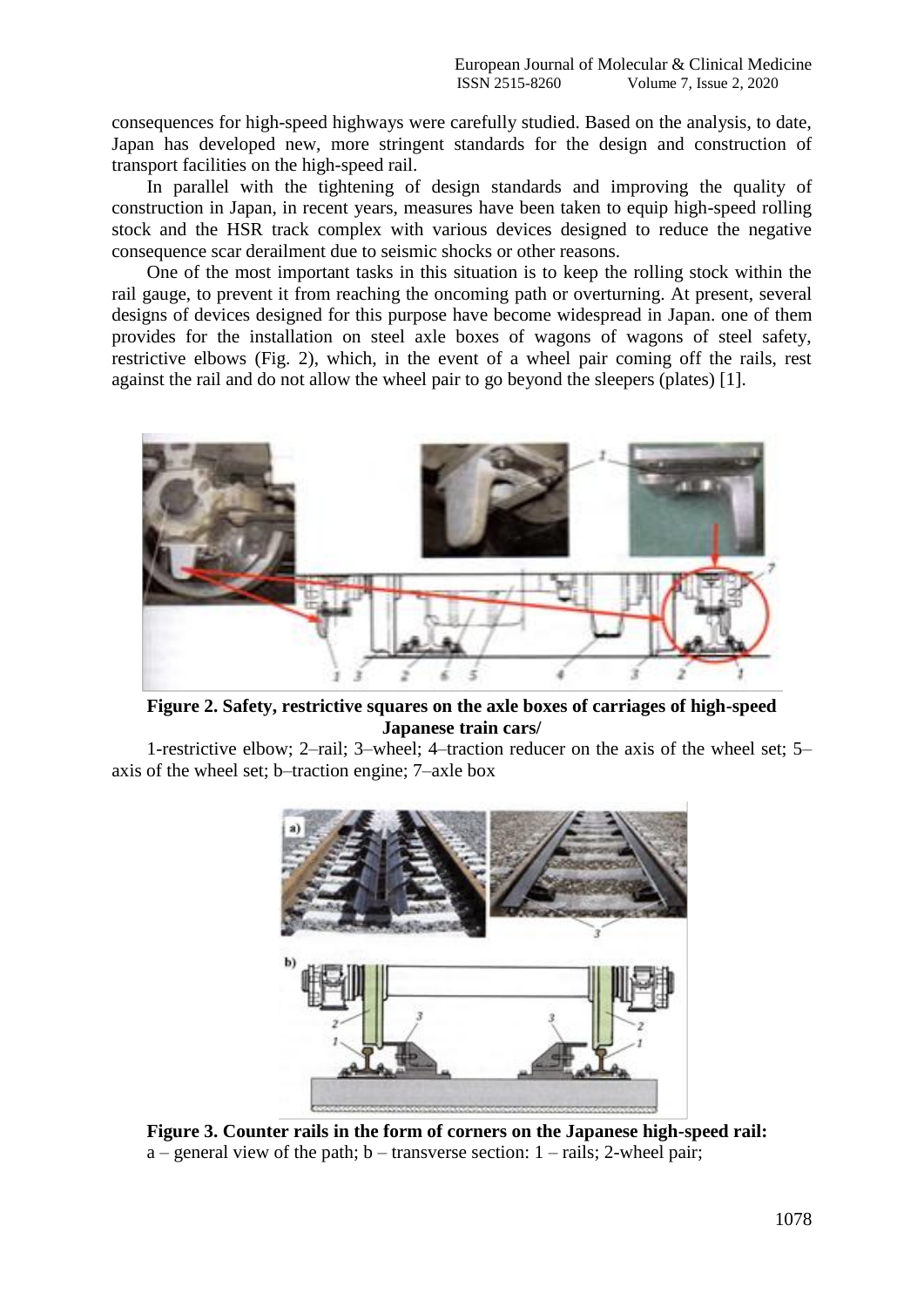consequences for high-speed highways were carefully studied. Based on the analysis, to date, Japan has developed new, more stringent standards for the design and construction of transport facilities on the high-speed rail.

In parallel with the tightening of design standards and improving the quality of construction in Japan, in recent years, measures have been taken to equip high-speed rolling stock and the HSR track complex with various devices designed to reduce the negative consequence scar derailment due to seismic shocks or other reasons.

One of the most important tasks in this situation is to keep the rolling stock within the rail gauge, to prevent it from reaching the oncoming path or overturning. At present, several designs of devices designed for this purpose have become widespread in Japan. one of them provides for the installation on steel axle boxes of wagons of wagons of steel safety, restrictive elbows (Fig. 2), which, in the event of a wheel pair coming off the rails, rest against the rail and do not allow the wheel pair to go beyond the sleepers (plates) [1].

**Figure 2. Safety, restrictive squares on the axle boxes of carriages of high-speed Japanese train cars/**

1-restrictive elbow; 2–rail; 3–wheel; 4–traction reducer on the axis of the wheel set; 5–axis of the wheel set; b–traction engine; 7–axle box

**Figure 3. Counter rails in the form of corners on the Japanese high-speed rail:**
a – general view of the path; b – transverse section: 1 – rails; 2-wheel pair;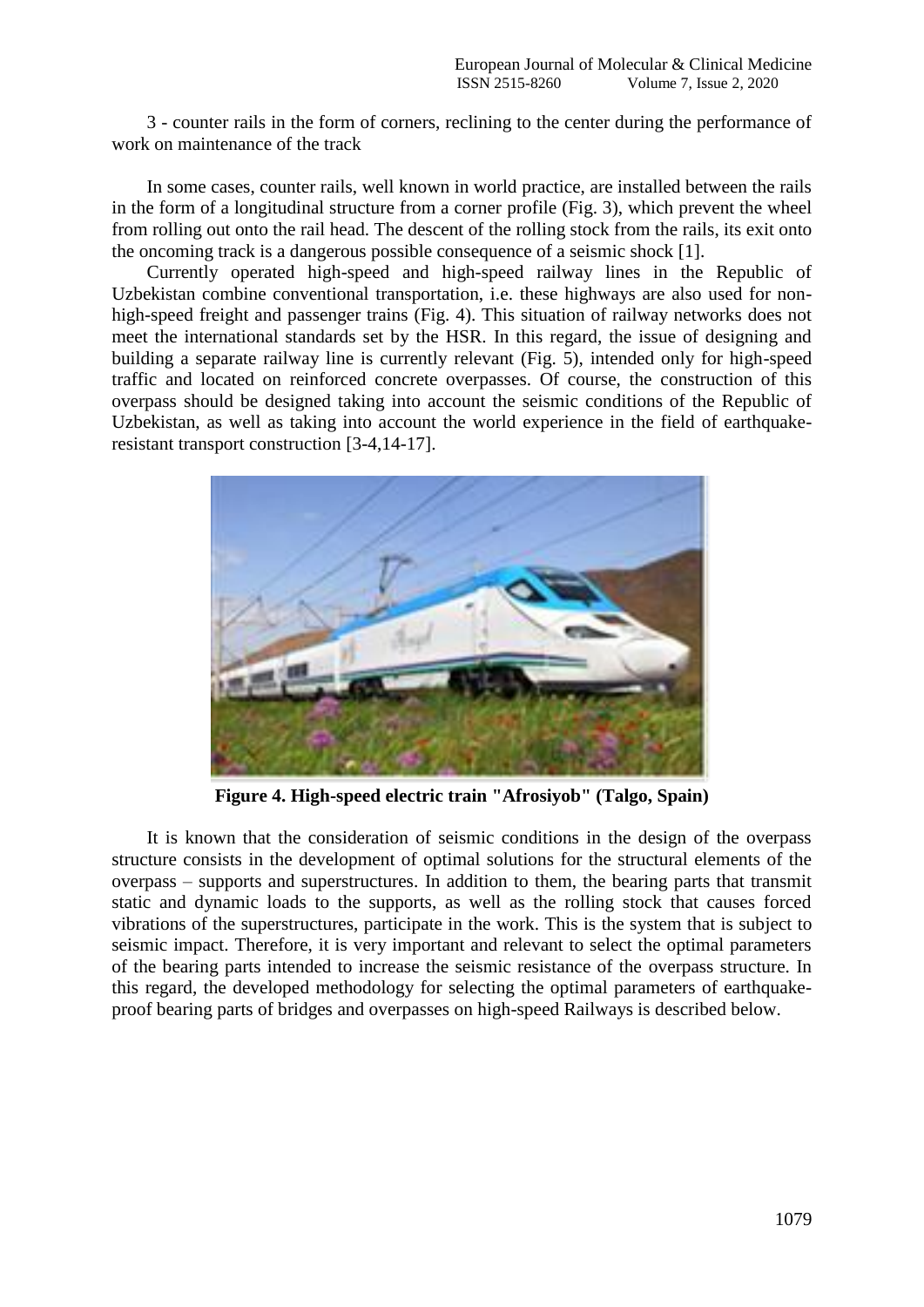3 - counter rails in the form of corners, reclining to the center during the performance of work on maintenance of the track

In some cases, counter rails, well known in world practice, are installed between the rails in the form of a longitudinal structure from a corner profile (Fig. 3), which prevent the wheel from rolling out onto the rail head. The descent of the rolling stock from the rails, its exit onto the oncoming track is a dangerous possible consequence of a seismic shock [1].

Currently operated high-speed and high-speed railway lines in the Republic of Uzbekistan combine conventional transportation, i.e. these highways are also used for non-high-speed freight and passenger trains (Fig. 4). This situation of railway networks does not meet the international standards set by the HSR. In this regard, the issue of designing and building a separate railway line is currently relevant (Fig. 5), intended only for high-speed traffic and located on reinforced concrete overpasses. Of course, the construction of this overpass should be designed taking into account the seismic conditions of the Republic of Uzbekistan, as well as taking into account the world experience in the field of earthquake-resistant transport construction [3-4,14-17].

**Figure 4. High-speed electric train "Afrosiyob" (Talgo, Spain)**

It is known that the consideration of seismic conditions in the design of the overpass structure consists in the development of optimal solutions for the structural elements of the overpass – supports and superstructures. In addition to them, the bearing parts that transmit static and dynamic loads to the supports, as well as the rolling stock that causes forced vibrations of the superstructures, participate in the work. This is the system that is subject to seismic impact. Therefore, it is very important and relevant to select the optimal parameters of the bearing parts intended to increase the seismic resistance of the overpass structure. In this regard, the developed methodology for selecting the optimal parameters of earthquake-proof bearing parts of bridges and overpasses on high-speed Railways is described below.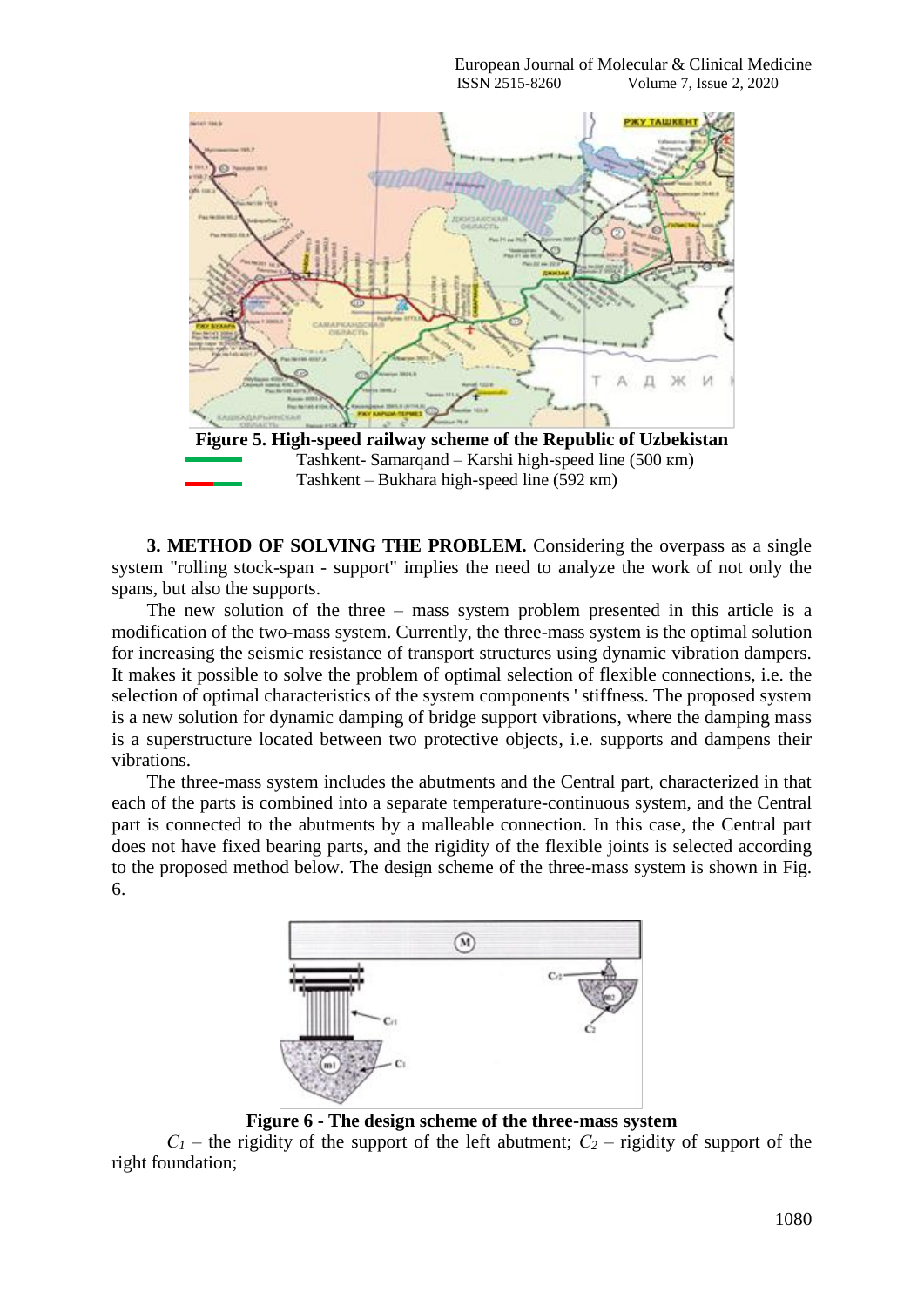**Figure 5. High-speed railway scheme of the Republic of Uzbekistan**

Tashkent- Samarqand – Karshi high-speed line (500 км)

Tashkent – Bukhara high-speed line (592 км)

**3. METHOD OF SOLVING THE PROBLEM.** Considering the overpass as a single system "rolling stock-span - support" implies the need to analyze the work of not only the spans, but also the supports.

The new solution of the three – mass system problem presented in this article is a modification of the two-mass system. Currently, the three-mass system is the optimal solution for increasing the seismic resistance of transport structures using dynamic vibration dampers. It makes it possible to solve the problem of optimal selection of flexible connections, i.e. the selection of optimal characteristics of the system components ' stiffness. The proposed system is a new solution for dynamic damping of bridge support vibrations, where the damping mass is a superstructure located between two protective objects, i.e. supports and dampens their vibrations.

The three-mass system includes the abutments and the Central part, characterized in that each of the parts is combined into a separate temperature-continuous system, and the Central part is connected to the abutments by a malleable connection. In this case, the Central part does not have fixed bearing parts, and the rigidity of the flexible joints is selected according to the proposed method below. The design scheme of the three-mass system is shown in Fig. 6.

**Figure 6 - The design scheme of the three-mass system**

$C_1$ – the rigidity of the support of the left abutment; $C_2$ – rigidity of support of the right foundation;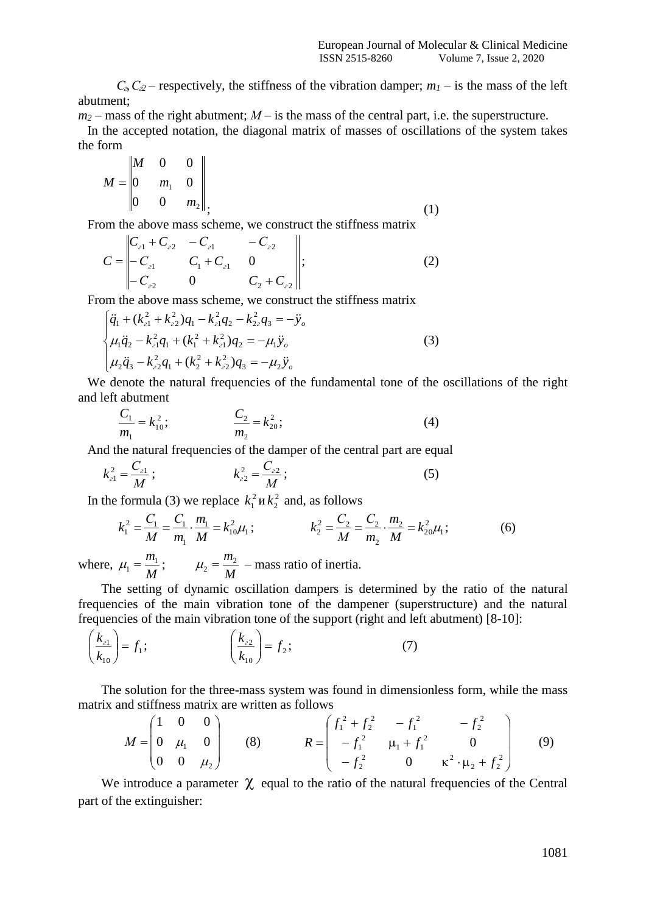$C_{г}, C_{г2}$ – respectively, the stiffness of the vibration damper; $m_1$ – is the mass of the left abutment;

$m_2$ – mass of the right abutment; $M$ – is the mass of the central part, i.e. the superstructure.

In the accepted notation, the diagonal matrix of masses of oscillations of the system takes the form

$$M = \begin{Vmatrix} M & 0 & 0 \\ 0 & m_1 & 0 \\ 0 & 0 & m_2 \end{Vmatrix}; \tag{1}$$

From the above mass scheme, we construct the stiffness matrix

$$C = \begin{Vmatrix} C_{г1} + C_{г2} & -C_{г1} & -C_{г2} \\ -C_{г1} & C_1 + C_{г1} & 0 \\ -C_{г2} & 0 & C_2 + C_{г2} \end{Vmatrix}; \tag{2}$$

From the above mass scheme, we construct the stiffness matrix

$$\begin{cases} \ddot{q}_1 + (k_{г1}^2 + k_{г2}^2)q_1 - k_{г1}^2 q_2 - k_{2г}^2 q_3 = -\ddot{y}_o \\ \mu_1 \ddot{q}_2 - k_{г1}^2 q_1 + (k_1^2 + k_{г1}^2) q_2 = -\mu_1 \ddot{y}_o \\ \mu_2 \ddot{q}_3 - k_{г2}^2 q_1 + (k_2^2 + k_{г2}^2) q_3 = -\mu_2 \ddot{y}_o \end{cases} \tag{3}$$

We denote the natural frequencies of the fundamental tone of the oscillations of the right and left abutment

$$\frac{C_1}{m_1} = k_{10}^2; \qquad \frac{C_2}{m_2} = k_{20}^2; \tag{4}$$

And the natural frequencies of the damper of the central part are equal

$$k_{г1}^2 = \frac{C_{г1}}{M}; \qquad k_{г2}^2 = \frac{C_{г2}}{M}; \tag{5}$$

In the formula (3) we replace $k_1^2$ и $k_2^2$ and, as follows

$$k_1^2 = \frac{C_1}{M} = \frac{C_1}{m_1} \cdot \frac{m_1}{M} = k_{10}^2 \mu_1; \qquad k_2^2 = \frac{C_2}{M} = \frac{C_2}{m_2} \cdot \frac{m_2}{M} = k_{20}^2 \mu_1; \tag{6}$$

where, $\mu_1 = \frac{m_1}{M}$; $\quad \mu_2 = \frac{m_2}{M}$ – mass ratio of inertia.

The setting of dynamic oscillation dampers is determined by the ratio of the natural frequencies of the main vibration tone of the dampener (superstructure) and the natural frequencies of the main vibration tone of the support (right and left abutment) [8-10]:

$$\left(\frac{k_{г1}}{k_{10}}\right) = f_1; \qquad \left(\frac{k_{г2}}{k_{10}}\right) = f_2; \tag{7}$$

The solution for the three-mass system was found in dimensionless form, while the mass matrix and stiffness matrix are written as follows

$$M = \begin{pmatrix} 1 & 0 & 0 \\ 0 & \mu_1 & 0 \\ 0 & 0 & \mu_2 \end{pmatrix} \quad (8) \qquad R = \begin{pmatrix} f_1^2 + f_2^2 & -f_1^2 & -f_2^2 \\ -f_1^2 & \mu_1 + f_1^2 & 0 \\ -f_2^2 & 0 & \kappa^2 \cdot \mu_2 + f_2^2 \end{pmatrix} \quad (9)$$

We introduce a parameter $\chi$ equal to the ratio of the natural frequencies of the Central part of the extinguisher: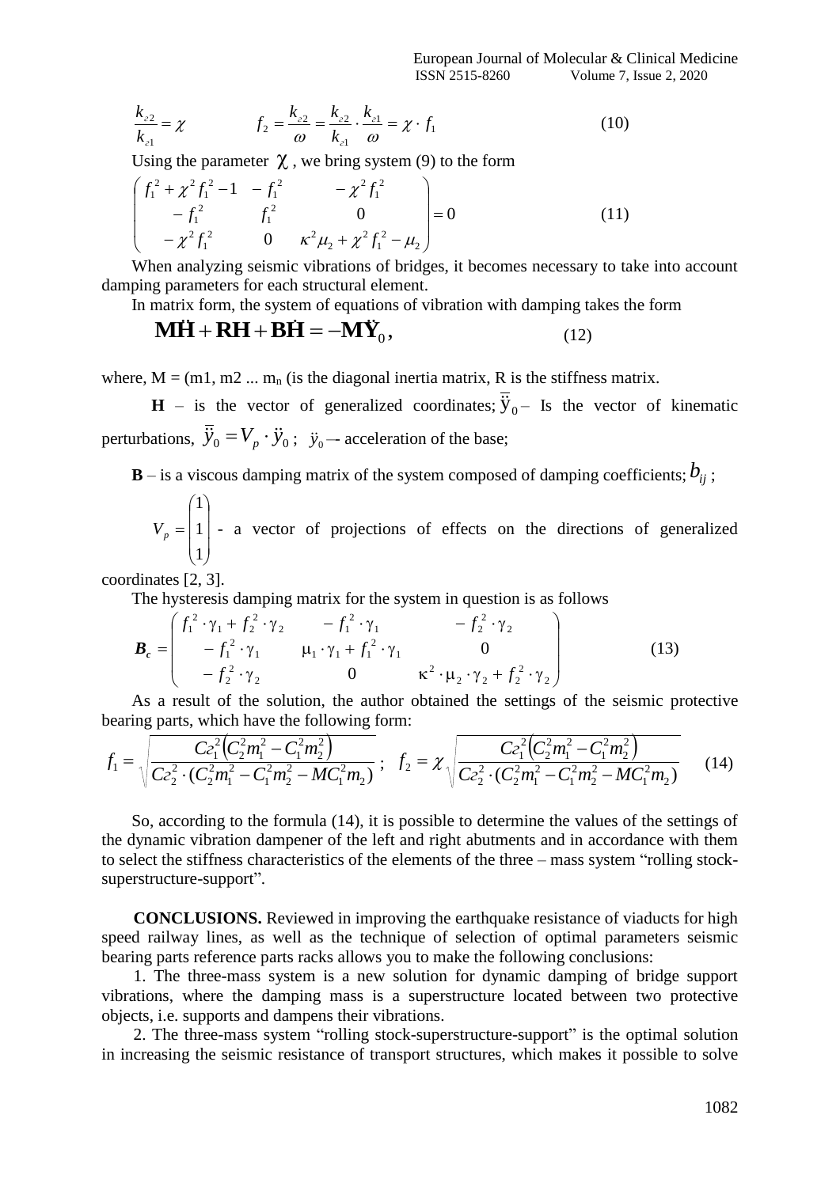$$\frac{k_{г2}}{k_{г1}} = \chi \qquad f_2 = \frac{k_{г2}}{\omega} = \frac{k_{г2}}{k_{г1}} \cdot \frac{k_{г1}}{\omega} = \chi \cdot f_1 \tag{10}$$

Using the parameter $\chi$, we bring system (9) to the form

$$\begin{pmatrix} f_1^2 + \chi^2 f_1^2 - 1 & -f_1^2 & -\chi^2 f_1^2 \\ -f_1^2 & f_1^2 & 0 \\ -\chi^2 f_1^2 & 0 & \kappa^2 \mu_2 + \chi^2 f_1^2 - \mu_2 \end{pmatrix} = 0 \tag{11}$$

When analyzing seismic vibrations of bridges, it becomes necessary to take into account damping parameters for each structural element.

In matrix form, the system of equations of vibration with damping takes the form

$$\mathbf{M\ddot{H}} + \mathbf{RH} + \mathbf{B\dot{H}} = -\mathbf{M\ddot{Y}}_0, \tag{12}$$

where, M = (m1, m2 ... $m_n$ (is the diagonal inertia matrix, R is the stiffness matrix.

**H** – is the vector of generalized coordinates; $\ddot{\bar{y}}_0$ – Is the vector of kinematic perturbations, $\ddot{\bar{y}}_0 = V_p \cdot \ddot{y}_0$; $\ddot{y}_0$ – acceleration of the base;

**B** – is a viscous damping matrix of the system composed of damping coefficients; $b_{ij}$;

$V_p = \begin{pmatrix} 1 \\ 1 \\ 1 \end{pmatrix}$ - a vector of projections of effects on the directions of generalized coordinates [2, 3].

The hysteresis damping matrix for the system in question is as follows

$$\boldsymbol{B_c} = \begin{pmatrix} f_1^2 \cdot \gamma_1 + f_2^2 \cdot \gamma_2 & -f_1^2 \cdot \gamma_1 & -f_2^2 \cdot \gamma_2 \\ -f_1^2 \cdot \gamma_1 & \mu_1 \cdot \gamma_1 + f_1^2 \cdot \gamma_1 & 0 \\ -f_2^2 \cdot \gamma_2 & 0 & \kappa^2 \cdot \mu_2 \cdot \gamma_2 + f_2^2 \cdot \gamma_2 \end{pmatrix} \tag{13}$$

As a result of the solution, the author obtained the settings of the seismic protective bearing parts, which have the following form:

$$f_1 = \sqrt{\frac{Cг_1^2\left(C_2^2 m_1^2 - C_1^2 m_2^2\right)}{Cг_2^2 \cdot (C_2^2 m_1^2 - C_1^2 m_2^2 - MC_1^2 m_2)}}; \quad f_2 = \chi \sqrt{\frac{Cг_1^2\left(C_2^2 m_1^2 - C_1^2 m_2^2\right)}{Cг_2^2 \cdot (C_2^2 m_1^2 - C_1^2 m_2^2 - MC_1^2 m_2)}} \tag{14}$$

So, according to the formula (14), it is possible to determine the values of the settings of the dynamic vibration dampener of the left and right abutments and in accordance with them to select the stiffness characteristics of the elements of the three – mass system "rolling stock-superstructure-support".

**CONCLUSIONS.** Reviewed in improving the earthquake resistance of viaducts for high speed railway lines, as well as the technique of selection of optimal parameters seismic bearing parts reference parts racks allows you to make the following conclusions:

1. The three-mass system is a new solution for dynamic damping of bridge support vibrations, where the damping mass is a superstructure located between two protective objects, i.e. supports and dampens their vibrations.

2. The three-mass system "rolling stock-superstructure-support" is the optimal solution in increasing the seismic resistance of transport structures, which makes it possible to solve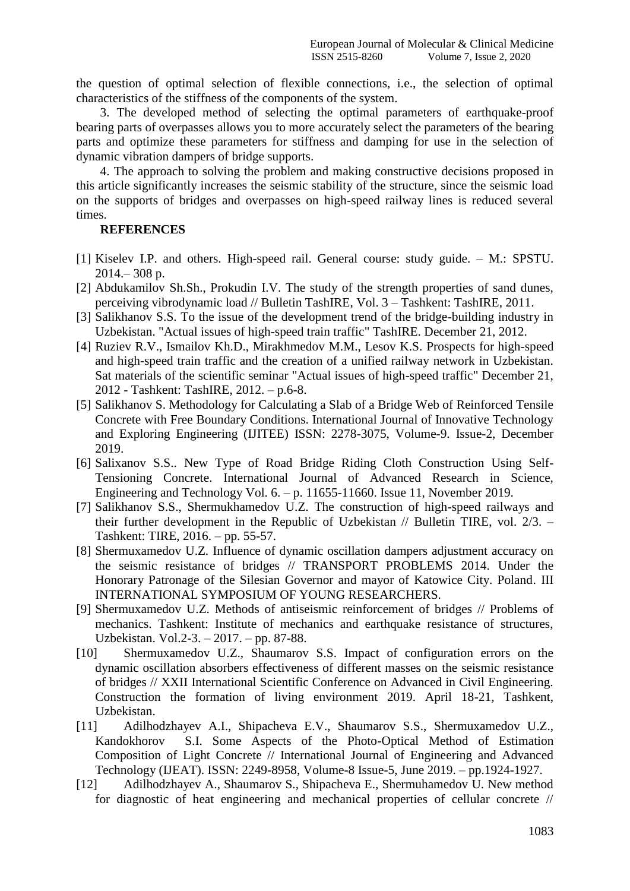the question of optimal selection of flexible connections, i.e., the selection of optimal characteristics of the stiffness of the components of the system.

3. The developed method of selecting the optimal parameters of earthquake-proof bearing parts of overpasses allows you to more accurately select the parameters of the bearing parts and optimize these parameters for stiffness and damping for use in the selection of dynamic vibration dampers of bridge supports.

4. The approach to solving the problem and making constructive decisions proposed in this article significantly increases the seismic stability of the structure, since the seismic load on the supports of bridges and overpasses on high-speed railway lines is reduced several times.

## REFERENCES

[1] Kiselev I.P. and others. High-speed rail. General course: study guide. – M.: SPSTU. 2014.– 308 p.

[2] Abdukamilov Sh.Sh., Prokudin I.V. The study of the strength properties of sand dunes, perceiving vibrodynamic load // Bulletin TashIRE, Vol. 3 – Tashkent: TashIRE, 2011.

[3] Salikhanov S.S. To the issue of the development trend of the bridge-building industry in Uzbekistan. "Actual issues of high-speed train traffic" TashIRE. December 21, 2012.

[4] Ruziev R.V., Ismailov Kh.D., Mirakhmedov M.M., Lesov K.S. Prospects for high-speed and high-speed train traffic and the creation of a unified railway network in Uzbekistan. Sat materials of the scientific seminar "Actual issues of high-speed traffic" December 21, 2012 - Tashkent: TashIRE, 2012. – p.6-8.

[5] Salikhanov S. Methodology for Calculating a Slab of a Bridge Web of Reinforced Tensile Concrete with Free Boundary Conditions. International Journal of Innovative Technology and Exploring Engineering (IJITEE) ISSN: 2278-3075, Volume-9. Issue-2, December 2019.

[6] Salixanov S.S.. New Type of Road Bridge Riding Cloth Construction Using Self-Tensioning Concrete. International Journal of Advanced Research in Science, Engineering and Technology Vol. 6. – p. 11655-11660. Issue 11, November 2019.

[7] Salikhanov S.S., Shermukhamedov U.Z. The construction of high-speed railways and their further development in the Republic of Uzbekistan // Bulletin TIRE, vol. 2/3. – Tashkent: TIRE, 2016. – pp. 55-57.

[8] Shermuxamedov U.Z. Influence of dynamic oscillation dampers adjustment accuracy on the seismic resistance of bridges // TRANSPORT PROBLEMS 2014. Under the Honorary Patronage of the Silesian Governor and mayor of Katowice City. Poland. III INTERNATIONAL SYMPOSIUM OF YOUNG RESEARCHERS.

[9] Shermuxamedov U.Z. Methods of antiseismic reinforcement of bridges // Problems of mechanics. Tashkent: Institute of mechanics and earthquake resistance of structures, Uzbekistan. Vol.2-3. – 2017. – pp. 87-88.

[10] Shermuxamedov U.Z., Shaumarov S.S. Impact of configuration errors on the dynamic oscillation absorbers effectiveness of different masses on the seismic resistance of bridges // XXII International Scientific Conference on Advanced in Civil Engineering. Construction the formation of living environment 2019. April 18-21, Tashkent, Uzbekistan.

[11] Adilhodzhayev A.I., Shipacheva E.V., Shaumarov S.S., Shermuxamedov U.Z., Kandokhorov S.I. Some Aspects of the Photo-Optical Method of Estimation Composition of Light Concrete // International Journal of Engineering and Advanced Technology (IJEAT). ISSN: 2249-8958, Volume-8 Issue-5, June 2019. – pp.1924-1927.

[12] Adilhodzhayev A., Shaumarov S., Shipacheva E., Shermuhamedov U. New method for diagnostic of heat engineering and mechanical properties of cellular concrete //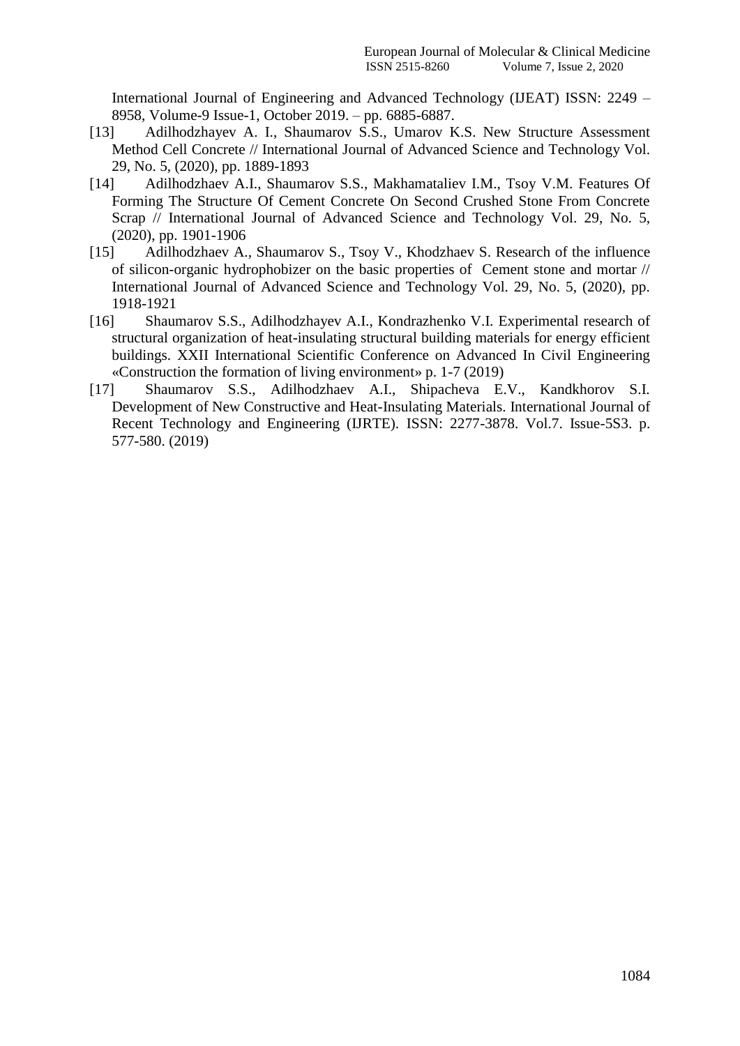International Journal of Engineering and Advanced Technology (IJEAT) ISSN: 2249 – 8958, Volume-9 Issue-1, October 2019. – pp. 6885-6887.

[13] Adilhodzhayev A. I., Shaumarov S.S., Umarov K.S. New Structure Assessment Method Cell Concrete // International Journal of Advanced Science and Technology Vol. 29, No. 5, (2020), pp. 1889-1893

[14] Adilhodzhaev A.I., Shaumarov S.S., Makhamataliev I.M., Tsoy V.M. Features Of Forming The Structure Of Cement Concrete On Second Crushed Stone From Concrete Scrap // International Journal of Advanced Science and Technology Vol. 29, No. 5, (2020), pp. 1901-1906

[15] Adilhodzhaev A., Shaumarov S., Tsoy V., Khodzhaev S. Research of the influence of silicon-organic hydrophobizer on the basic properties of Cement stone and mortar // International Journal of Advanced Science and Technology Vol. 29, No. 5, (2020), pp. 1918-1921

[16] Shaumarov S.S., Adilhodzhayev A.I., Kondrazhenko V.I. Experimental research of structural organization of heat-insulating structural building materials for energy efficient buildings. XXII International Scientific Conference on Advanced In Civil Engineering «Construction the formation of living environment» p. 1-7 (2019)

[17] Shaumarov S.S., Adilhodzhaev A.I., Shipacheva E.V., Kandkhorov S.I. Development of New Constructive and Heat-Insulating Materials. International Journal of Recent Technology and Engineering (IJRTE). ISSN: 2277-3878. Vol.7. Issue-5S3. p. 577-580. (2019)